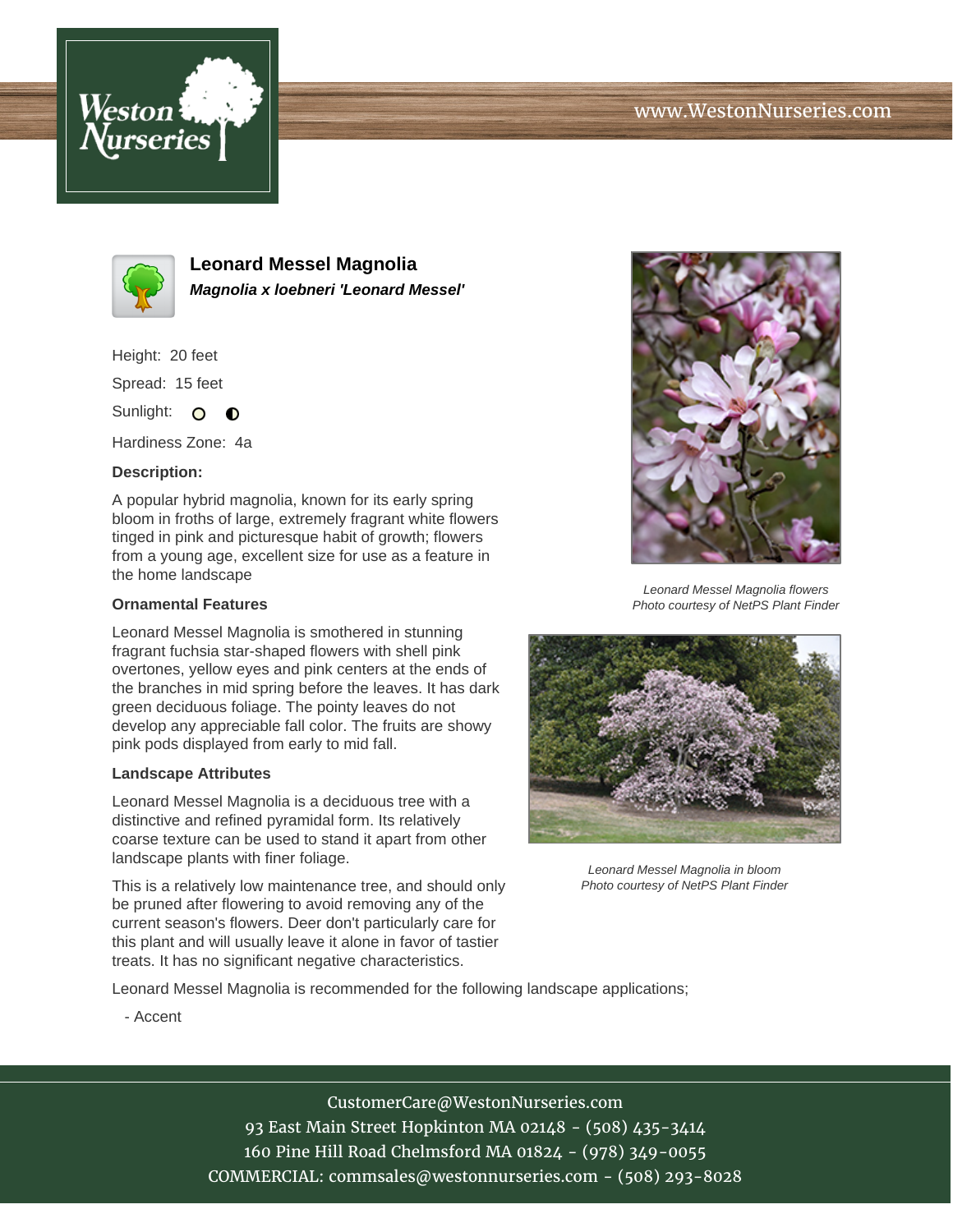# Leonard Messel Magnolia

***Magnolia x loebneri 'Leonard Messel'***

Height: 20 feet

Spread: 15 feet

Sunlight:

Hardiness Zone: 4a

### Description:

A popular hybrid magnolia, known for its early spring bloom in froths of large, extremely fragrant white flowers tinged in pink and picturesque habit of growth; flowers from a young age, excellent size for use as a feature in the home landscape

### Ornamental Features

Leonard Messel Magnolia is smothered in stunning fragrant fuchsia star-shaped flowers with shell pink overtones, yellow eyes and pink centers at the ends of the branches in mid spring before the leaves. It has dark green deciduous foliage. The pointy leaves do not develop any appreciable fall color. The fruits are showy pink pods displayed from early to mid fall.

### Landscape Attributes

Leonard Messel Magnolia is a deciduous tree with a distinctive and refined pyramidal form. Its relatively coarse texture can be used to stand it apart from other landscape plants with finer foliage.

This is a relatively low maintenance tree, and should only be pruned after flowering to avoid removing any of the current season's flowers. Deer don't particularly care for this plant and will usually leave it alone in favor of tastier treats. It has no significant negative characteristics.

Leonard Messel Magnolia is recommended for the following landscape applications;

- Accent

*Leonard Messel Magnolia flowers*
*Photo courtesy of NetPS Plant Finder*

*Leonard Messel Magnolia in bloom*
*Photo courtesy of NetPS Plant Finder*

CustomerCare@WestonNurseries.com
93 East Main Street Hopkinton MA 02148 - (508) 435-3414
160 Pine Hill Road Chelmsford MA 01824 - (978) 349-0055
COMMERCIAL: commsales@westonnurseries.com - (508) 293-8028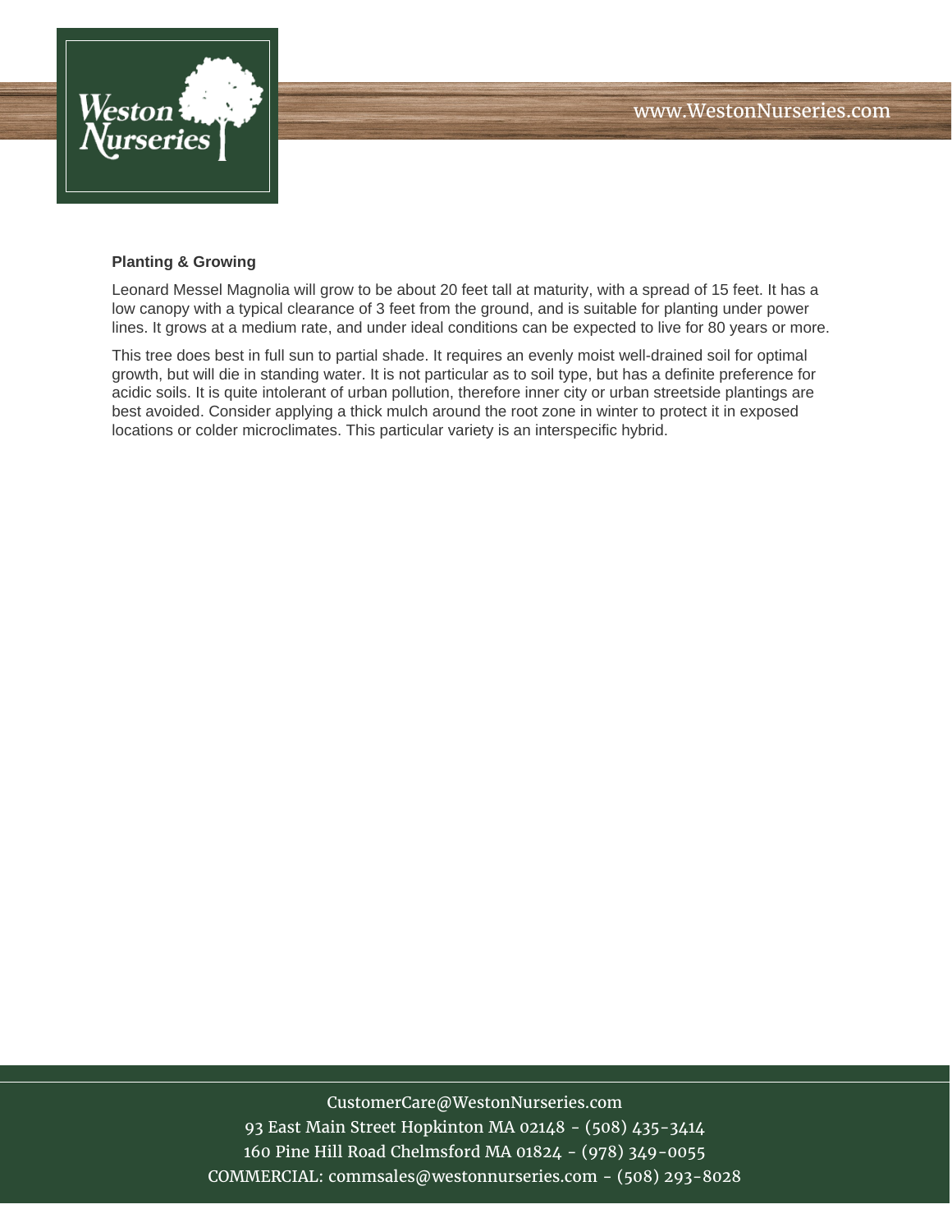### Planting & Growing

Leonard Messel Magnolia will grow to be about 20 feet tall at maturity, with a spread of 15 feet. It has a low canopy with a typical clearance of 3 feet from the ground, and is suitable for planting under power lines. It grows at a medium rate, and under ideal conditions can be expected to live for 80 years or more.

This tree does best in full sun to partial shade. It requires an evenly moist well-drained soil for optimal growth, but will die in standing water. It is not particular as to soil type, but has a definite preference for acidic soils. It is quite intolerant of urban pollution, therefore inner city or urban streetside plantings are best avoided. Consider applying a thick mulch around the root zone in winter to protect it in exposed locations or colder microclimates. This particular variety is an interspecific hybrid.